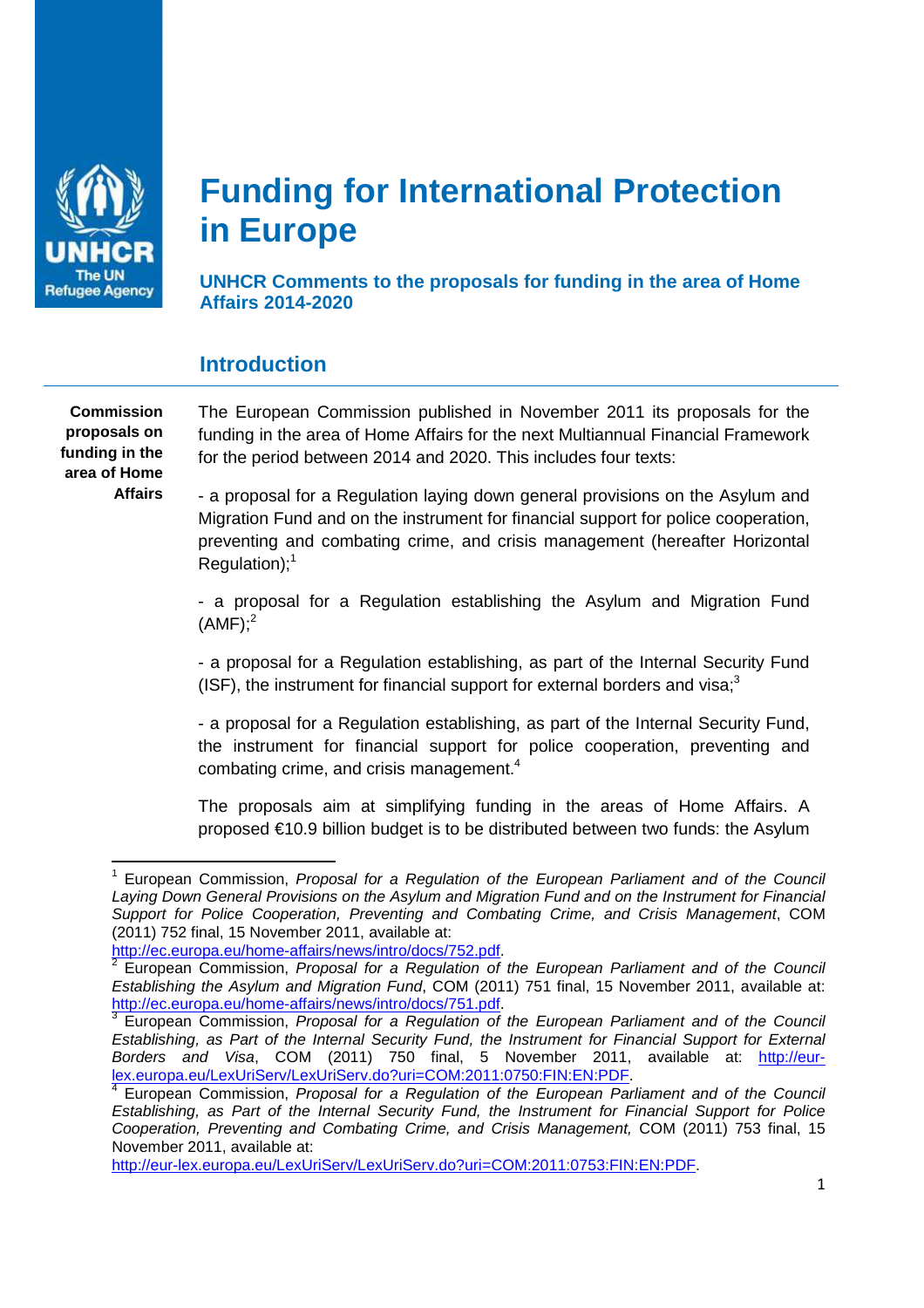# Funding for International Protection in Europe

## UNHCR Comments to the proposals for funding in the area of Home Affairs 2014-2020

## Introduction

**Commission proposals on funding in the area of Home Affairs**

The European Commission published in November 2011 its proposals for the funding in the area of Home Affairs for the next Multiannual Financial Framework for the period between 2014 and 2020. This includes four texts:

- a proposal for a Regulation laying down general provisions on the Asylum and Migration Fund and on the instrument for financial support for police cooperation, preventing and combating crime, and crisis management (hereafter Horizontal Regulation);[1]

- a proposal for a Regulation establishing the Asylum and Migration Fund (AMF);[2]

- a proposal for a Regulation establishing, as part of the Internal Security Fund (ISF), the instrument for financial support for external borders and visa;[3]

- a proposal for a Regulation establishing, as part of the Internal Security Fund, the instrument for financial support for police cooperation, preventing and combating crime, and crisis management.[4]

The proposals aim at simplifying funding in the areas of Home Affairs. A proposed €10.9 billion budget is to be distributed between two funds: the Asylum

---

[1] European Commission, *Proposal for a Regulation of the European Parliament and of the Council Laying Down General Provisions on the Asylum and Migration Fund and on the Instrument for Financial Support for Police Cooperation, Preventing and Combating Crime, and Crisis Management*, COM (2011) 752 final, 15 November 2011, available at: http://ec.europa.eu/home-affairs/news/intro/docs/752.pdf.

[2] European Commission, *Proposal for a Regulation of the European Parliament and of the Council Establishing the Asylum and Migration Fund*, COM (2011) 751 final, 15 November 2011, available at: http://ec.europa.eu/home-affairs/news/intro/docs/751.pdf.

[3] European Commission, *Proposal for a Regulation of the European Parliament and of the Council Establishing, as Part of the Internal Security Fund, the Instrument for Financial Support for External Borders and Visa*, COM (2011) 750 final, 5 November 2011, available at: http://eur-lex.europa.eu/LexUriServ/LexUriServ.do?uri=COM:2011:0750:FIN:EN:PDF.

[4] European Commission, *Proposal for a Regulation of the European Parliament and of the Council Establishing, as Part of the Internal Security Fund, the Instrument for Financial Support for Police Cooperation, Preventing and Combating Crime, and Crisis Management,* COM (2011) 753 final, 15 November 2011, available at: http://eur-lex.europa.eu/LexUriServ/LexUriServ.do?uri=COM:2011:0753:FIN:EN:PDF.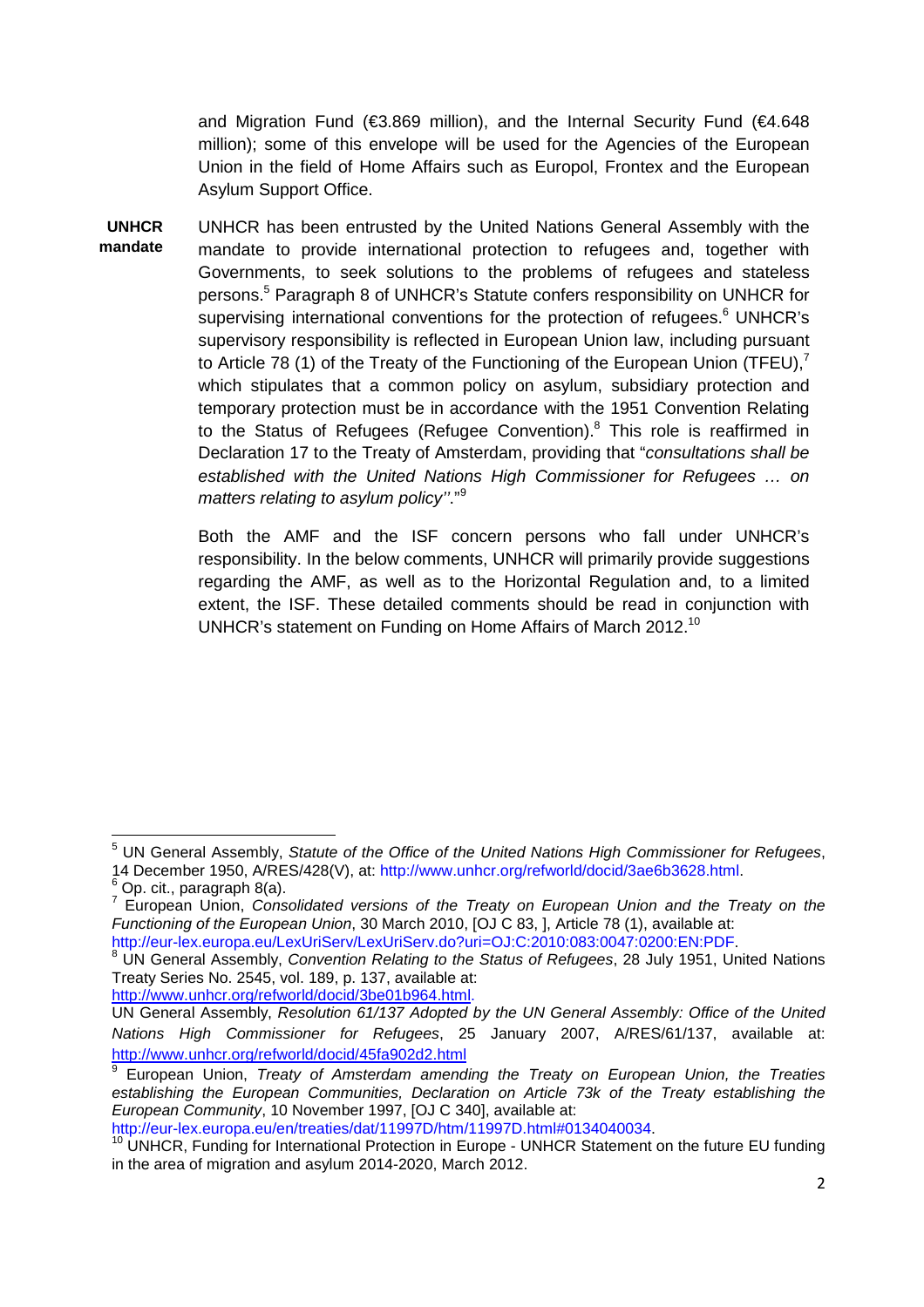and Migration Fund (€3.869 million), and the Internal Security Fund (€4.648 million); some of this envelope will be used for the Agencies of the European Union in the field of Home Affairs such as Europol, Frontex and the European Asylum Support Office.

**UNHCR mandate**

UNHCR has been entrusted by the United Nations General Assembly with the mandate to provide international protection to refugees and, together with Governments, to seek solutions to the problems of refugees and stateless persons.[5] Paragraph 8 of UNHCR's Statute confers responsibility on UNHCR for supervising international conventions for the protection of refugees.[6] UNHCR's supervisory responsibility is reflected in European Union law, including pursuant to Article 78 (1) of the Treaty of the Functioning of the European Union (TFEU),[7] which stipulates that a common policy on asylum, subsidiary protection and temporary protection must be in accordance with the 1951 Convention Relating to the Status of Refugees (Refugee Convention).[8] This role is reaffirmed in Declaration 17 to the Treaty of Amsterdam, providing that "*consultations shall be established with the United Nations High Commissioner for Refugees … on matters relating to asylum policy''*."[9]

Both the AMF and the ISF concern persons who fall under UNHCR's responsibility. In the below comments, UNHCR will primarily provide suggestions regarding the AMF, as well as to the Horizontal Regulation and, to a limited extent, the ISF. These detailed comments should be read in conjunction with UNHCR's statement on Funding on Home Affairs of March 2012.[10]

---

[5] UN General Assembly, *Statute of the Office of the United Nations High Commissioner for Refugees*, 14 December 1950, A/RES/428(V), at: http://www.unhcr.org/refworld/docid/3ae6b3628.html.

[6] Op. cit., paragraph 8(a).

[7] European Union, *Consolidated versions of the Treaty on European Union and the Treaty on the Functioning of the European Union*, 30 March 2010, [OJ C 83, ], Article 78 (1), available at: http://eur-lex.europa.eu/LexUriServ/LexUriServ.do?uri=OJ:C:2010:083:0047:0200:EN:PDF.

[8] UN General Assembly, *Convention Relating to the Status of Refugees*, 28 July 1951, United Nations Treaty Series No. 2545, vol. 189, p. 137, available at: http://www.unhcr.org/refworld/docid/3be01b964.html.
UN General Assembly, *Resolution 61/137 Adopted by the UN General Assembly: Office of the United Nations High Commissioner for Refugees*, 25 January 2007, A/RES/61/137, available at: http://www.unhcr.org/refworld/docid/45fa902d2.html

[9] European Union, *Treaty of Amsterdam amending the Treaty on European Union, the Treaties establishing the European Communities, Declaration on Article 73k of the Treaty establishing the European Community*, 10 November 1997, [OJ C 340], available at: http://eur-lex.europa.eu/en/treaties/dat/11997D/htm/11997D.html#0134040034.

[10] UNHCR, Funding for International Protection in Europe - UNHCR Statement on the future EU funding in the area of migration and asylum 2014-2020, March 2012.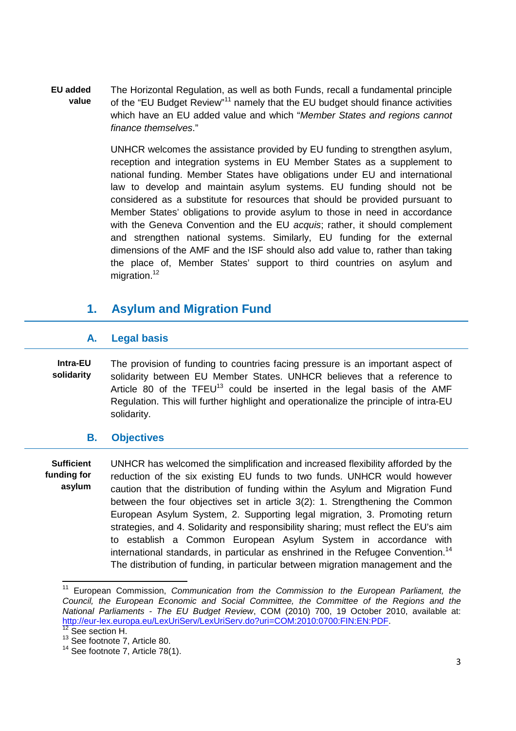**EU added value**

The Horizontal Regulation, as well as both Funds, recall a fundamental principle of the "EU Budget Review"[11] namely that the EU budget should finance activities which have an EU added value and which "*Member States and regions cannot finance themselves*."

UNHCR welcomes the assistance provided by EU funding to strengthen asylum, reception and integration systems in EU Member States as a supplement to national funding. Member States have obligations under EU and international law to develop and maintain asylum systems. EU funding should not be considered as a substitute for resources that should be provided pursuant to Member States' obligations to provide asylum to those in need in accordance with the Geneva Convention and the EU *acquis*; rather, it should complement and strengthen national systems. Similarly, EU funding for the external dimensions of the AMF and the ISF should also add value to, rather than taking the place of, Member States' support to third countries on asylum and migration.[12]

## 1. Asylum and Migration Fund

### A. Legal basis

**Intra-EU solidarity**

The provision of funding to countries facing pressure is an important aspect of solidarity between EU Member States. UNHCR believes that a reference to Article 80 of the TFEU[13] could be inserted in the legal basis of the AMF Regulation. This will further highlight and operationalize the principle of intra-EU solidarity.

### B. Objectives

**Sufficient funding for asylum**

UNHCR has welcomed the simplification and increased flexibility afforded by the reduction of the six existing EU funds to two funds. UNHCR would however caution that the distribution of funding within the Asylum and Migration Fund between the four objectives set in article 3(2): 1. Strengthening the Common European Asylum System, 2. Supporting legal migration, 3. Promoting return strategies, and 4. Solidarity and responsibility sharing; must reflect the EU's aim to establish a Common European Asylum System in accordance with international standards, in particular as enshrined in the Refugee Convention.[14] The distribution of funding, in particular between migration management and the

---

[11] European Commission, *Communication from the Commission to the European Parliament, the Council, the European Economic and Social Committee, the Committee of the Regions and the National Parliaments - The EU Budget Review*, COM (2010) 700, 19 October 2010, available at: http://eur-lex.europa.eu/LexUriServ/LexUriServ.do?uri=COM:2010:0700:FIN:EN:PDF.

[12] See section H.

[13] See footnote 7, Article 80.

[14] See footnote 7, Article 78(1).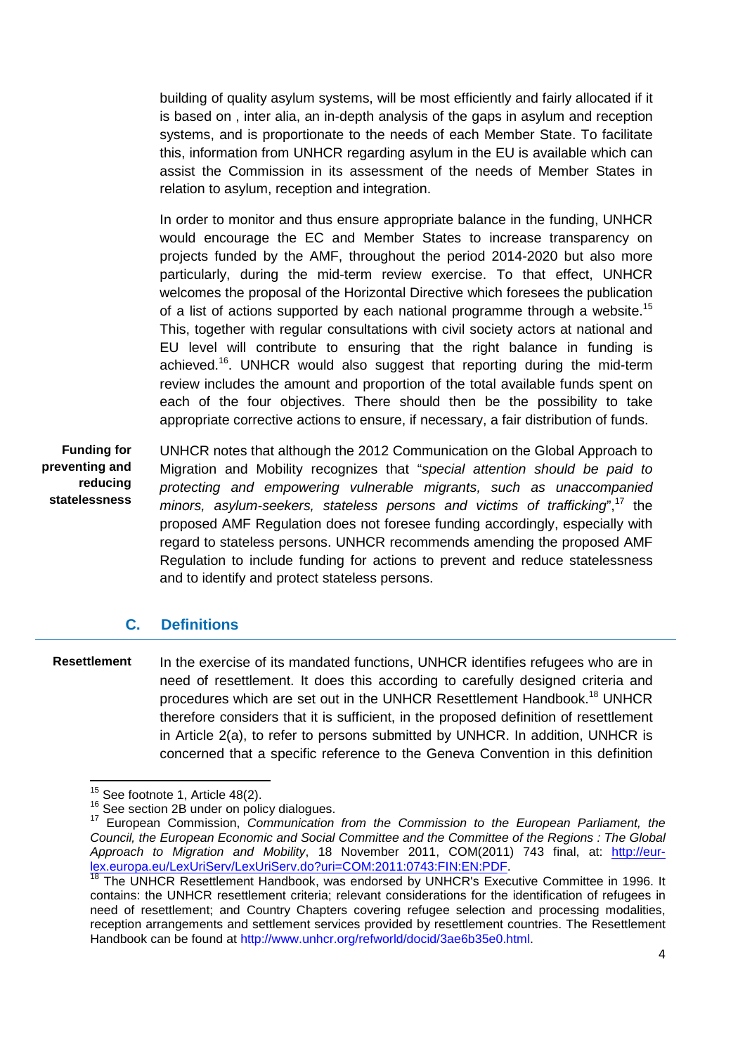building of quality asylum systems, will be most efficiently and fairly allocated if it is based on , inter alia, an in-depth analysis of the gaps in asylum and reception systems, and is proportionate to the needs of each Member State. To facilitate this, information from UNHCR regarding asylum in the EU is available which can assist the Commission in its assessment of the needs of Member States in relation to asylum, reception and integration.

In order to monitor and thus ensure appropriate balance in the funding, UNHCR would encourage the EC and Member States to increase transparency on projects funded by the AMF, throughout the period 2014-2020 but also more particularly, during the mid-term review exercise. To that effect, UNHCR welcomes the proposal of the Horizontal Directive which foresees the publication of a list of actions supported by each national programme through a website.[15] This, together with regular consultations with civil society actors at national and EU level will contribute to ensuring that the right balance in funding is achieved.[16]. UNHCR would also suggest that reporting during the mid-term review includes the amount and proportion of the total available funds spent on each of the four objectives. There should then be the possibility to take appropriate corrective actions to ensure, if necessary, a fair distribution of funds.

**Funding for preventing and reducing statelessness**

UNHCR notes that although the 2012 Communication on the Global Approach to Migration and Mobility recognizes that "*special attention should be paid to protecting and empowering vulnerable migrants, such as unaccompanied minors, asylum-seekers, stateless persons and victims of trafficking*",[17] the proposed AMF Regulation does not foresee funding accordingly, especially with regard to stateless persons. UNHCR recommends amending the proposed AMF Regulation to include funding for actions to prevent and reduce statelessness and to identify and protect stateless persons.

## C. Definitions

**Resettlement**

In the exercise of its mandated functions, UNHCR identifies refugees who are in need of resettlement. It does this according to carefully designed criteria and procedures which are set out in the UNHCR Resettlement Handbook.[18] UNHCR therefore considers that it is sufficient, in the proposed definition of resettlement in Article 2(a), to refer to persons submitted by UNHCR. In addition, UNHCR is concerned that a specific reference to the Geneva Convention in this definition

---

[15] See footnote 1, Article 48(2).

[16] See section 2B under on policy dialogues.

[17] European Commission, *Communication from the Commission to the European Parliament, the Council, the European Economic and Social Committee and the Committee of the Regions : The Global Approach to Migration and Mobility*, 18 November 2011, COM(2011) 743 final, at: http://eur-lex.europa.eu/LexUriServ/LexUriServ.do?uri=COM:2011:0743:FIN:EN:PDF.

[18] The UNHCR Resettlement Handbook, was endorsed by UNHCR's Executive Committee in 1996. It contains: the UNHCR resettlement criteria; relevant considerations for the identification of refugees in need of resettlement; and Country Chapters covering refugee selection and processing modalities, reception arrangements and settlement services provided by resettlement countries. The Resettlement Handbook can be found at http://www.unhcr.org/refworld/docid/3ae6b35e0.html.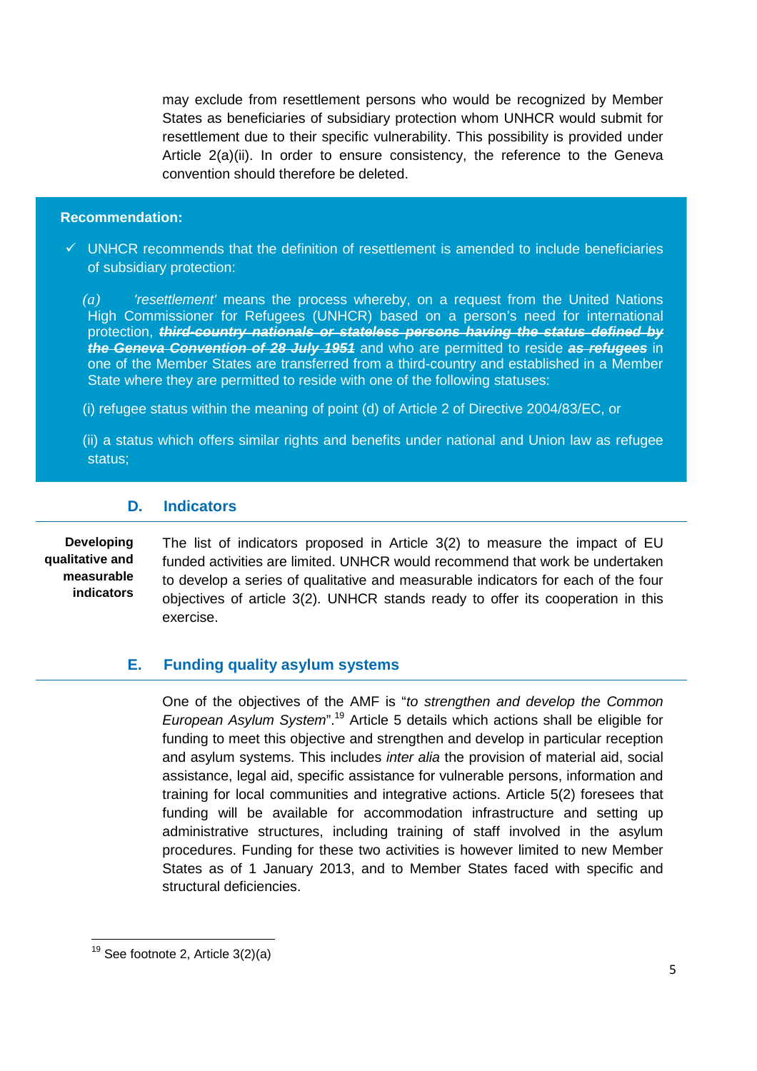may exclude from resettlement persons who would be recognized by Member States as beneficiaries of subsidiary protection whom UNHCR would submit for resettlement due to their specific vulnerability. This possibility is provided under Article 2(a)(ii). In order to ensure consistency, the reference to the Geneva convention should therefore be deleted.

**Recommendation:**

- ✓ UNHCR recommends that the definition of resettlement is amended to include beneficiaries of subsidiary protection:

  *(a)* *'resettlement'* means the process whereby, on a request from the United Nations High Commissioner for Refugees (UNHCR) based on a person's need for international protection, ~~***third-country nationals or stateless persons having the status defined by the Geneva Convention of 28 July 1951***~~ and who are permitted to reside ~~***as refugees***~~ in one of the Member States are transferred from a third-country and established in a Member State where they are permitted to reside with one of the following statuses:

  (i) refugee status within the meaning of point (d) of Article 2 of Directive 2004/83/EC, or

  (ii) a status which offers similar rights and benefits under national and Union law as refugee status;

## D. Indicators

**Developing qualitative and measurable indicators**

The list of indicators proposed in Article 3(2) to measure the impact of EU funded activities are limited. UNHCR would recommend that work be undertaken to develop a series of qualitative and measurable indicators for each of the four objectives of article 3(2). UNHCR stands ready to offer its cooperation in this exercise.

## E. Funding quality asylum systems

One of the objectives of the AMF is "*to strengthen and develop the Common European Asylum System*".[19] Article 5 details which actions shall be eligible for funding to meet this objective and strengthen and develop in particular reception and asylum systems. This includes *inter alia* the provision of material aid, social assistance, legal aid, specific assistance for vulnerable persons, information and training for local communities and integrative actions. Article 5(2) foresees that funding will be available for accommodation infrastructure and setting up administrative structures, including training of staff involved in the asylum procedures. Funding for these two activities is however limited to new Member States as of 1 January 2013, and to Member States faced with specific and structural deficiencies.

[19] See footnote 2, Article 3(2)(a)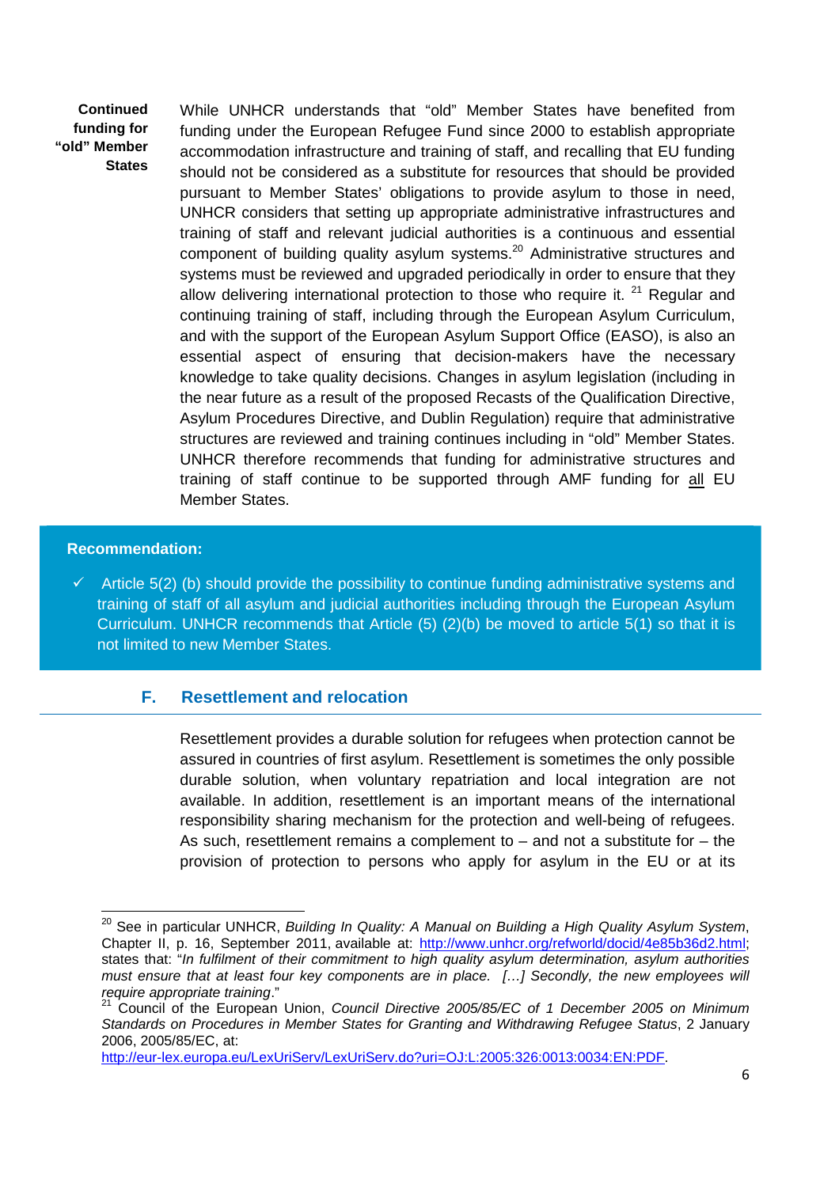**Continued funding for "old" Member States**

While UNHCR understands that "old" Member States have benefited from funding under the European Refugee Fund since 2000 to establish appropriate accommodation infrastructure and training of staff, and recalling that EU funding should not be considered as a substitute for resources that should be provided pursuant to Member States' obligations to provide asylum to those in need, UNHCR considers that setting up appropriate administrative infrastructures and training of staff and relevant judicial authorities is a continuous and essential component of building quality asylum systems.[20] Administrative structures and systems must be reviewed and upgraded periodically in order to ensure that they allow delivering international protection to those who require it. [21] Regular and continuing training of staff, including through the European Asylum Curriculum, and with the support of the European Asylum Support Office (EASO), is also an essential aspect of ensuring that decision-makers have the necessary knowledge to take quality decisions. Changes in asylum legislation (including in the near future as a result of the proposed Recasts of the Qualification Directive, Asylum Procedures Directive, and Dublin Regulation) require that administrative structures are reviewed and training continues including in "old" Member States. UNHCR therefore recommends that funding for administrative structures and training of staff continue to be supported through AMF funding for <u>all</u> EU Member States.

**Recommendation:**

- ✓ Article 5(2) (b) should provide the possibility to continue funding administrative systems and training of staff of all asylum and judicial authorities including through the European Asylum Curriculum. UNHCR recommends that Article (5) (2)(b) be moved to article 5(1) so that it is not limited to new Member States.

## F. Resettlement and relocation

Resettlement provides a durable solution for refugees when protection cannot be assured in countries of first asylum. Resettlement is sometimes the only possible durable solution, when voluntary repatriation and local integration are not available. In addition, resettlement is an important means of the international responsibility sharing mechanism for the protection and well-being of refugees. As such, resettlement remains a complement to – and not a substitute for – the provision of protection to persons who apply for asylum in the EU or at its

---

[20] See in particular UNHCR, *Building In Quality: A Manual on Building a High Quality Asylum System*, Chapter II, p. 16, September 2011, available at: http://www.unhcr.org/refworld/docid/4e85b36d2.html; states that: "*In fulfilment of their commitment to high quality asylum determination, asylum authorities must ensure that at least four key components are in place. […] Secondly, the new employees will require appropriate training*."

[21] Council of the European Union, *Council Directive 2005/85/EC of 1 December 2005 on Minimum Standards on Procedures in Member States for Granting and Withdrawing Refugee Status*, 2 January 2006, 2005/85/EC, at: http://eur-lex.europa.eu/LexUriServ/LexUriServ.do?uri=OJ:L:2005:326:0013:0034:EN:PDF.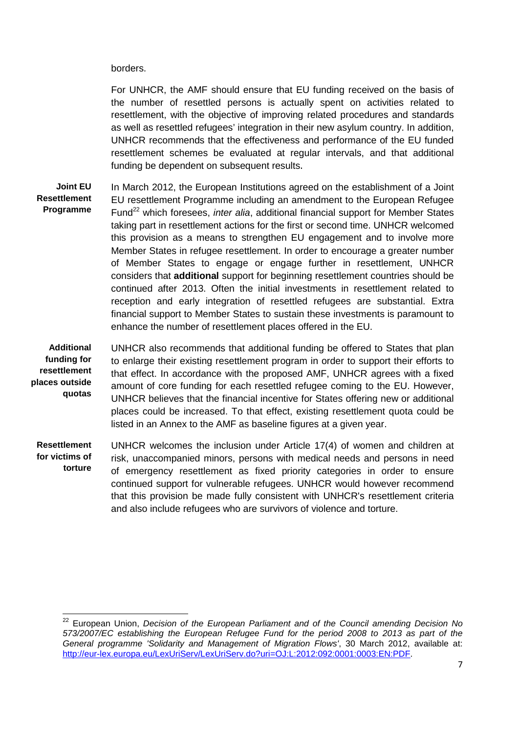borders.

For UNHCR, the AMF should ensure that EU funding received on the basis of the number of resettled persons is actually spent on activities related to resettlement, with the objective of improving related procedures and standards as well as resettled refugees' integration in their new asylum country. In addition, UNHCR recommends that the effectiveness and performance of the EU funded resettlement schemes be evaluated at regular intervals, and that additional funding be dependent on subsequent results.

**Joint EU Resettlement Programme**

In March 2012, the European Institutions agreed on the establishment of a Joint EU resettlement Programme including an amendment to the European Refugee Fund[22] which foresees, *inter alia*, additional financial support for Member States taking part in resettlement actions for the first or second time. UNHCR welcomed this provision as a means to strengthen EU engagement and to involve more Member States in refugee resettlement. In order to encourage a greater number of Member States to engage or engage further in resettlement, UNHCR considers that **additional** support for beginning resettlement countries should be continued after 2013. Often the initial investments in resettlement related to reception and early integration of resettled refugees are substantial. Extra financial support to Member States to sustain these investments is paramount to enhance the number of resettlement places offered in the EU.

**Additional funding for resettlement places outside quotas**

UNHCR also recommends that additional funding be offered to States that plan to enlarge their existing resettlement program in order to support their efforts to that effect. In accordance with the proposed AMF, UNHCR agrees with a fixed amount of core funding for each resettled refugee coming to the EU. However, UNHCR believes that the financial incentive for States offering new or additional places could be increased. To that effect, existing resettlement quota could be listed in an Annex to the AMF as baseline figures at a given year.

**Resettlement for victims of torture**

UNHCR welcomes the inclusion under Article 17(4) of women and children at risk, unaccompanied minors, persons with medical needs and persons in need of emergency resettlement as fixed priority categories in order to ensure continued support for vulnerable refugees. UNHCR would however recommend that this provision be made fully consistent with UNHCR's resettlement criteria and also include refugees who are survivors of violence and torture.

---

[22] European Union, *Decision of the European Parliament and of the Council amending Decision No 573/2007/EC establishing the European Refugee Fund for the period 2008 to 2013 as part of the General programme 'Solidarity and Management of Migration Flows'*, 30 March 2012, available at: http://eur-lex.europa.eu/LexUriServ/LexUriServ.do?uri=OJ:L:2012:092:0001:0003:EN:PDF.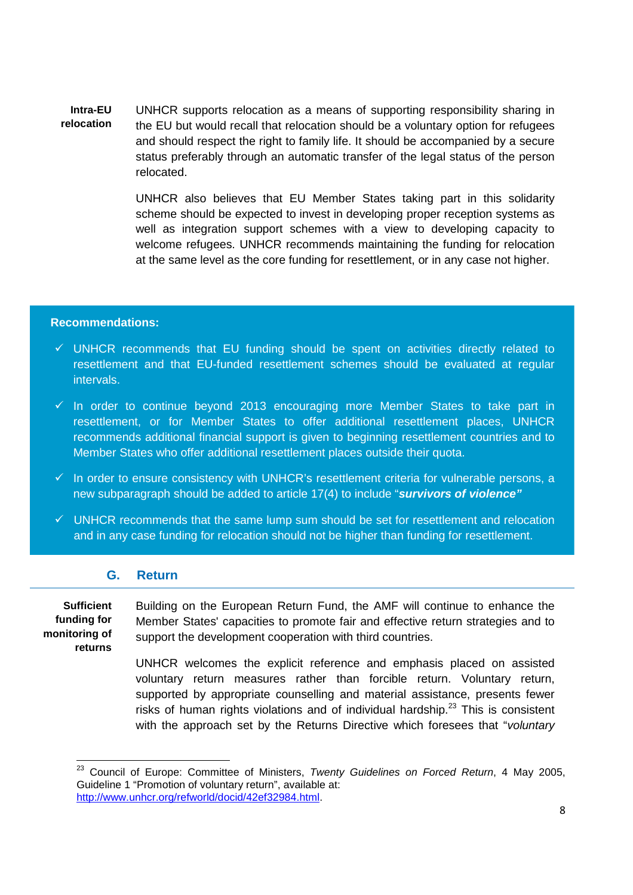**Intra-EU relocation**

UNHCR supports relocation as a means of supporting responsibility sharing in the EU but would recall that relocation should be a voluntary option for refugees and should respect the right to family life. It should be accompanied by a secure status preferably through an automatic transfer of the legal status of the person relocated.

UNHCR also believes that EU Member States taking part in this solidarity scheme should be expected to invest in developing proper reception systems as well as integration support schemes with a view to developing capacity to welcome refugees. UNHCR recommends maintaining the funding for relocation at the same level as the core funding for resettlement, or in any case not higher.

**Recommendations:**

- ✓ UNHCR recommends that EU funding should be spent on activities directly related to resettlement and that EU-funded resettlement schemes should be evaluated at regular intervals.
- ✓ In order to continue beyond 2013 encouraging more Member States to take part in resettlement, or for Member States to offer additional resettlement places, UNHCR recommends additional financial support is given to beginning resettlement countries and to Member States who offer additional resettlement places outside their quota.
- ✓ In order to ensure consistency with UNHCR's resettlement criteria for vulnerable persons, a new subparagraph should be added to article 17(4) to include "***survivors of violence"***
- ✓ UNHCR recommends that the same lump sum should be set for resettlement and relocation and in any case funding for relocation should not be higher than funding for resettlement.

## G. Return

**Sufficient funding for monitoring of returns**

Building on the European Return Fund, the AMF will continue to enhance the Member States' capacities to promote fair and effective return strategies and to support the development cooperation with third countries.

UNHCR welcomes the explicit reference and emphasis placed on assisted voluntary return measures rather than forcible return. Voluntary return, supported by appropriate counselling and material assistance, presents fewer risks of human rights violations and of individual hardship.[23] This is consistent with the approach set by the Returns Directive which foresees that "*voluntary*

---

[23] Council of Europe: Committee of Ministers, *Twenty Guidelines on Forced Return*, 4 May 2005, Guideline 1 "Promotion of voluntary return", available at: http://www.unhcr.org/refworld/docid/42ef32984.html.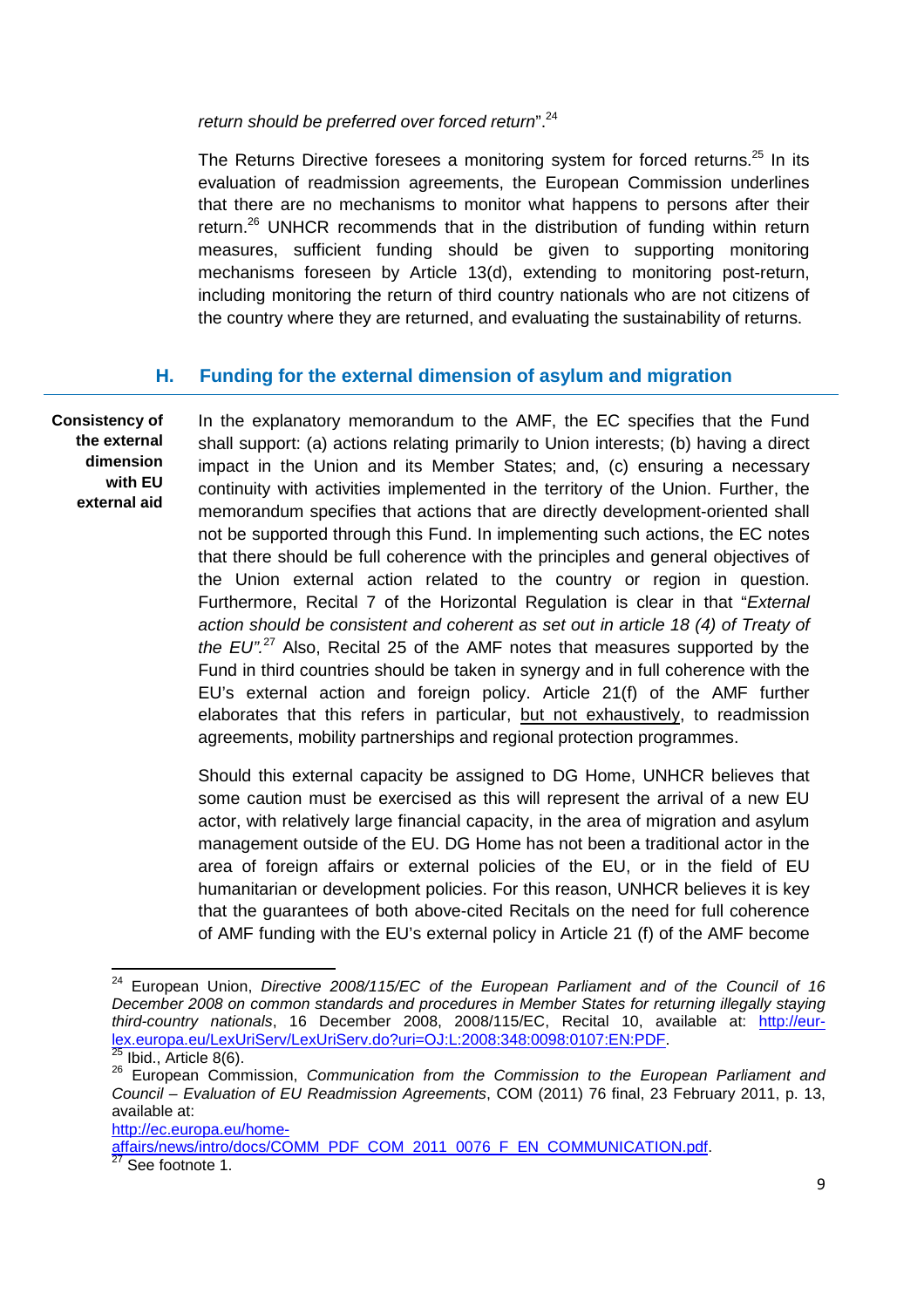*return should be preferred over forced return*".[24]

The Returns Directive foresees a monitoring system for forced returns.[25] In its evaluation of readmission agreements, the European Commission underlines that there are no mechanisms to monitor what happens to persons after their return.[26] UNHCR recommends that in the distribution of funding within return measures, sufficient funding should be given to supporting monitoring mechanisms foreseen by Article 13(d), extending to monitoring post-return, including monitoring the return of third country nationals who are not citizens of the country where they are returned, and evaluating the sustainability of returns.

## H. Funding for the external dimension of asylum and migration

**Consistency of the external dimension with EU external aid**

In the explanatory memorandum to the AMF, the EC specifies that the Fund shall support: (a) actions relating primarily to Union interests; (b) having a direct impact in the Union and its Member States; and, (c) ensuring a necessary continuity with activities implemented in the territory of the Union. Further, the memorandum specifies that actions that are directly development-oriented shall not be supported through this Fund. In implementing such actions, the EC notes that there should be full coherence with the principles and general objectives of the Union external action related to the country or region in question. Furthermore, Recital 7 of the Horizontal Regulation is clear in that "*External action should be consistent and coherent as set out in article 18 (4) of Treaty of the EU".*[27] Also, Recital 25 of the AMF notes that measures supported by the Fund in third countries should be taken in synergy and in full coherence with the EU's external action and foreign policy. Article 21(f) of the AMF further elaborates that this refers in particular, <u>but not exhaustively</u>, to readmission agreements, mobility partnerships and regional protection programmes.

Should this external capacity be assigned to DG Home, UNHCR believes that some caution must be exercised as this will represent the arrival of a new EU actor, with relatively large financial capacity, in the area of migration and asylum management outside of the EU. DG Home has not been a traditional actor in the area of foreign affairs or external policies of the EU, or in the field of EU humanitarian or development policies. For this reason, UNHCR believes it is key that the guarantees of both above-cited Recitals on the need for full coherence of AMF funding with the EU's external policy in Article 21 (f) of the AMF become

---

[24] European Union, *Directive 2008/115/EC of the European Parliament and of the Council of 16 December 2008 on common standards and procedures in Member States for returning illegally staying third-country nationals*, 16 December 2008, 2008/115/EC, Recital 10, available at: http://eur-lex.europa.eu/LexUriServ/LexUriServ.do?uri=OJ:L:2008:348:0098:0107:EN:PDF.

[25] Ibid., Article 8(6).

[26] European Commission, *Communication from the Commission to the European Parliament and Council – Evaluation of EU Readmission Agreements*, COM (2011) 76 final, 23 February 2011, p. 13, available at: http://ec.europa.eu/home-affairs/news/intro/docs/COMM_PDF_COM_2011_0076_F_EN_COMMUNICATION.pdf.

[27] See footnote 1.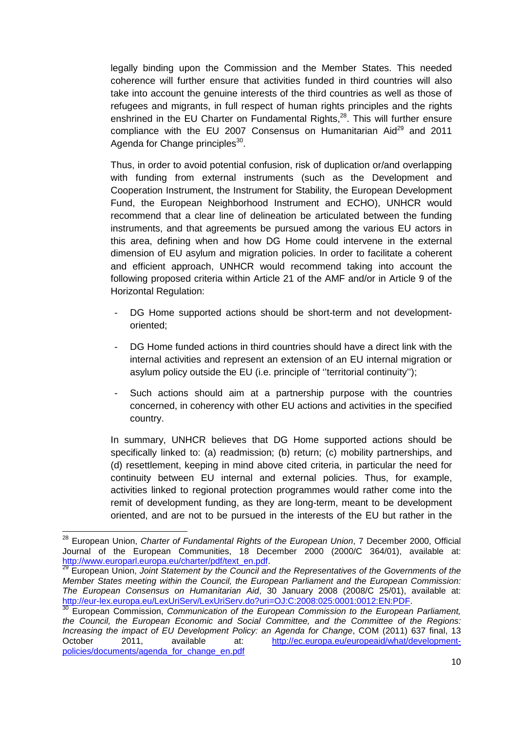legally binding upon the Commission and the Member States. This needed coherence will further ensure that activities funded in third countries will also take into account the genuine interests of the third countries as well as those of refugees and migrants, in full respect of human rights principles and the rights enshrined in the EU Charter on Fundamental Rights,[28]. This will further ensure compliance with the EU 2007 Consensus on Humanitarian Aid[29] and 2011 Agenda for Change principles[30].

Thus, in order to avoid potential confusion, risk of duplication or/and overlapping with funding from external instruments (such as the Development and Cooperation Instrument, the Instrument for Stability, the European Development Fund, the European Neighborhood Instrument and ECHO), UNHCR would recommend that a clear line of delineation be articulated between the funding instruments, and that agreements be pursued among the various EU actors in this area, defining when and how DG Home could intervene in the external dimension of EU asylum and migration policies. In order to facilitate a coherent and efficient approach, UNHCR would recommend taking into account the following proposed criteria within Article 21 of the AMF and/or in Article 9 of the Horizontal Regulation:

- DG Home supported actions should be short-term and not development-oriented;
- DG Home funded actions in third countries should have a direct link with the internal activities and represent an extension of an EU internal migration or asylum policy outside the EU (i.e. principle of ''territorial continuity'');
- Such actions should aim at a partnership purpose with the countries concerned, in coherency with other EU actions and activities in the specified country.

In summary, UNHCR believes that DG Home supported actions should be specifically linked to: (a) readmission; (b) return; (c) mobility partnerships, and (d) resettlement, keeping in mind above cited criteria, in particular the need for continuity between EU internal and external policies. Thus, for example, activities linked to regional protection programmes would rather come into the remit of development funding, as they are long-term, meant to be development oriented, and are not to be pursued in the interests of the EU but rather in the

---

[28] European Union, *Charter of Fundamental Rights of the European Union*, 7 December 2000, Official Journal of the European Communities, 18 December 2000 (2000/C 364/01), available at: http://www.europarl.europa.eu/charter/pdf/text_en.pdf.

[29] European Union, *Joint Statement by the Council and the Representatives of the Governments of the Member States meeting within the Council, the European Parliament and the European Commission: The European Consensus on Humanitarian Aid*, 30 January 2008 (2008/C 25/01), available at: http://eur-lex.europa.eu/LexUriServ/LexUriServ.do?uri=OJ:C:2008:025:0001:0012:EN:PDF.

[30] European Commission, *Communication of the European Commission to the European Parliament, the Council, the European Economic and Social Committee, and the Committee of the Regions: Increasing the impact of EU Development Policy: an Agenda for Change*, COM (2011) 637 final, 13 October 2011, available at: http://ec.europa.eu/europeaid/what/development-policies/documents/agenda_for_change_en.pdf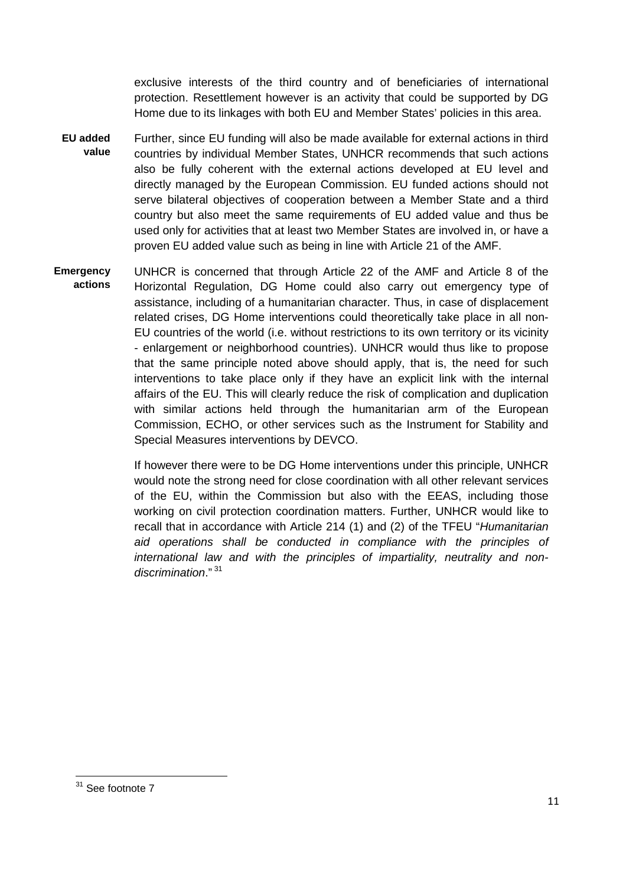exclusive interests of the third country and of beneficiaries of international protection. Resettlement however is an activity that could be supported by DG Home due to its linkages with both EU and Member States' policies in this area.

**EU added value**

Further, since EU funding will also be made available for external actions in third countries by individual Member States, UNHCR recommends that such actions also be fully coherent with the external actions developed at EU level and directly managed by the European Commission. EU funded actions should not serve bilateral objectives of cooperation between a Member State and a third country but also meet the same requirements of EU added value and thus be used only for activities that at least two Member States are involved in, or have a proven EU added value such as being in line with Article 21 of the AMF.

**Emergency actions**

UNHCR is concerned that through Article 22 of the AMF and Article 8 of the Horizontal Regulation, DG Home could also carry out emergency type of assistance, including of a humanitarian character. Thus, in case of displacement related crises, DG Home interventions could theoretically take place in all non-EU countries of the world (i.e. without restrictions to its own territory or its vicinity - enlargement or neighborhood countries). UNHCR would thus like to propose that the same principle noted above should apply, that is, the need for such interventions to take place only if they have an explicit link with the internal affairs of the EU. This will clearly reduce the risk of complication and duplication with similar actions held through the humanitarian arm of the European Commission, ECHO, or other services such as the Instrument for Stability and Special Measures interventions by DEVCO.

If however there were to be DG Home interventions under this principle, UNHCR would note the strong need for close coordination with all other relevant services of the EU, within the Commission but also with the EEAS, including those working on civil protection coordination matters. Further, UNHCR would like to recall that in accordance with Article 214 (1) and (2) of the TFEU "*Humanitarian aid operations shall be conducted in compliance with the principles of international law and with the principles of impartiality, neutrality and non-discrimination*." [31]

[31] See footnote 7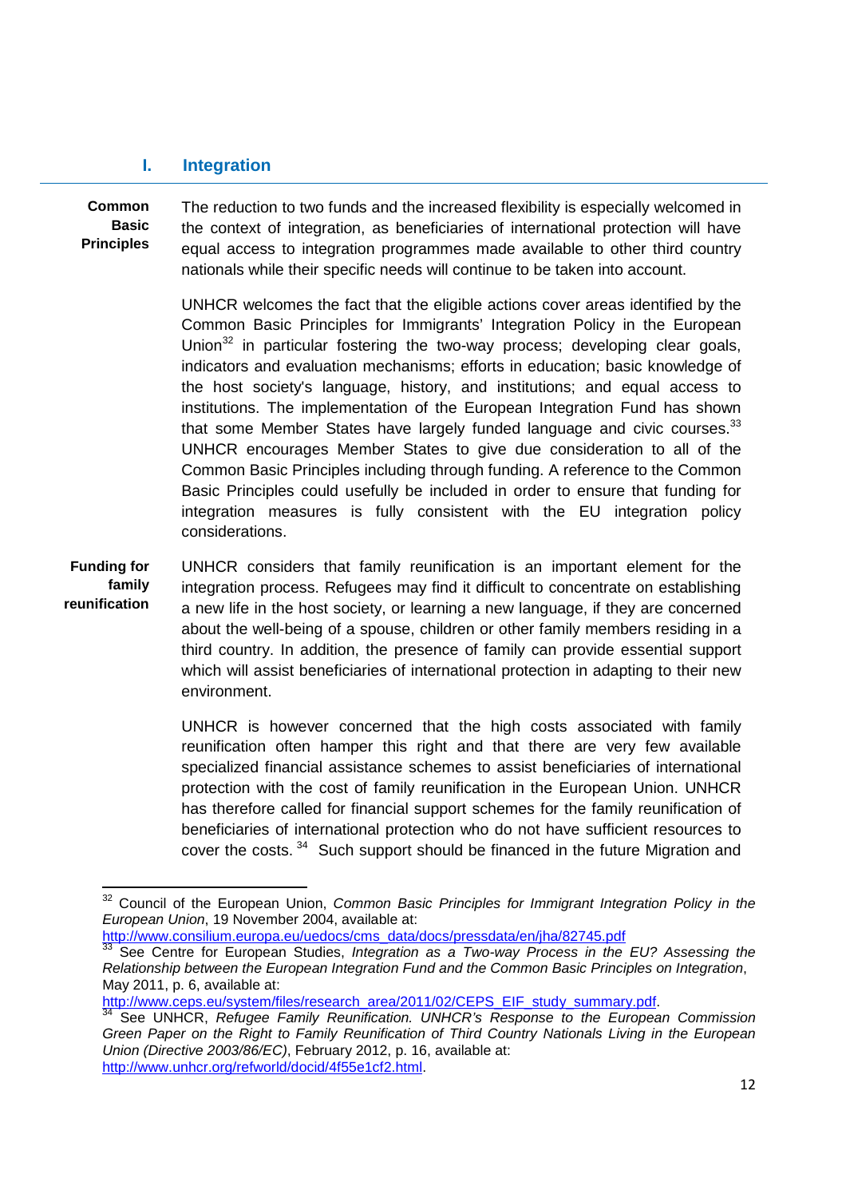## I. Integration

**Common Basic Principles**

The reduction to two funds and the increased flexibility is especially welcomed in the context of integration, as beneficiaries of international protection will have equal access to integration programmes made available to other third country nationals while their specific needs will continue to be taken into account.

UNHCR welcomes the fact that the eligible actions cover areas identified by the Common Basic Principles for Immigrants' Integration Policy in the European Union[32] in particular fostering the two-way process; developing clear goals, indicators and evaluation mechanisms; efforts in education; basic knowledge of the host society's language, history, and institutions; and equal access to institutions. The implementation of the European Integration Fund has shown that some Member States have largely funded language and civic courses.[33] UNHCR encourages Member States to give due consideration to all of the Common Basic Principles including through funding. A reference to the Common Basic Principles could usefully be included in order to ensure that funding for integration measures is fully consistent with the EU integration policy considerations.

**Funding for family reunification**

UNHCR considers that family reunification is an important element for the integration process. Refugees may find it difficult to concentrate on establishing a new life in the host society, or learning a new language, if they are concerned about the well-being of a spouse, children or other family members residing in a third country. In addition, the presence of family can provide essential support which will assist beneficiaries of international protection in adapting to their new environment.

UNHCR is however concerned that the high costs associated with family reunification often hamper this right and that there are very few available specialized financial assistance schemes to assist beneficiaries of international protection with the cost of family reunification in the European Union. UNHCR has therefore called for financial support schemes for the family reunification of beneficiaries of international protection who do not have sufficient resources to cover the costs.[34] Such support should be financed in the future Migration and

---

[32] Council of the European Union, *Common Basic Principles for Immigrant Integration Policy in the European Union*, 19 November 2004, available at: http://www.consilium.europa.eu/uedocs/cms_data/docs/pressdata/en/jha/82745.pdf

[33] See Centre for European Studies, *Integration as a Two-way Process in the EU? Assessing the Relationship between the European Integration Fund and the Common Basic Principles on Integration*, May 2011, p. 6, available at: http://www.ceps.eu/system/files/research_area/2011/02/CEPS_EIF_study_summary.pdf.

[34] See UNHCR, *Refugee Family Reunification. UNHCR's Response to the European Commission Green Paper on the Right to Family Reunification of Third Country Nationals Living in the European Union (Directive 2003/86/EC)*, February 2012, p. 16, available at: http://www.unhcr.org/refworld/docid/4f55e1cf2.html.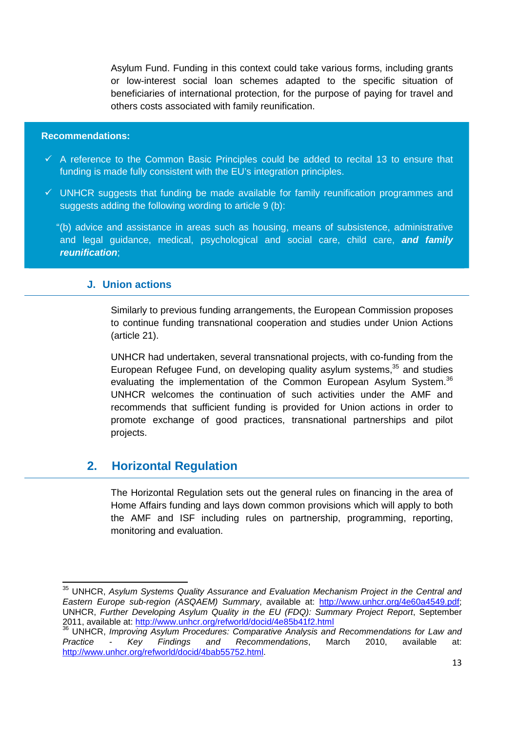Asylum Fund. Funding in this context could take various forms, including grants or low-interest social loan schemes adapted to the specific situation of beneficiaries of international protection, for the purpose of paying for travel and others costs associated with family reunification.

**Recommendations:**

- ✓ A reference to the Common Basic Principles could be added to recital 13 to ensure that funding is made fully consistent with the EU's integration principles.
- ✓ UNHCR suggests that funding be made available for family reunification programmes and suggests adding the following wording to article 9 (b):

"(b) advice and assistance in areas such as housing, means of subsistence, administrative and legal guidance, medical, psychological and social care, child care, ***and family reunification***;

### J. Union actions

Similarly to previous funding arrangements, the European Commission proposes to continue funding transnational cooperation and studies under Union Actions (article 21).

UNHCR had undertaken, several transnational projects, with co-funding from the European Refugee Fund, on developing quality asylum systems,[35] and studies evaluating the implementation of the Common European Asylum System.[36] UNHCR welcomes the continuation of such activities under the AMF and recommends that sufficient funding is provided for Union actions in order to promote exchange of good practices, transnational partnerships and pilot projects.

## 2. Horizontal Regulation

The Horizontal Regulation sets out the general rules on financing in the area of Home Affairs funding and lays down common provisions which will apply to both the AMF and ISF including rules on partnership, programming, reporting, monitoring and evaluation.

---

[35] UNHCR, *Asylum Systems Quality Assurance and Evaluation Mechanism Project in the Central and Eastern Europe sub-region (ASQAEM) Summary*, available at: http://www.unhcr.org/4e60a4549.pdf; UNHCR, *Further Developing Asylum Quality in the EU (FDQ): Summary Project Report*, September 2011, available at: http://www.unhcr.org/refworld/docid/4e85b41f2.html

[36] UNHCR, *Improving Asylum Procedures: Comparative Analysis and Recommendations for Law and Practice - Key Findings and Recommendations*, March 2010, available at: http://www.unhcr.org/refworld/docid/4bab55752.html.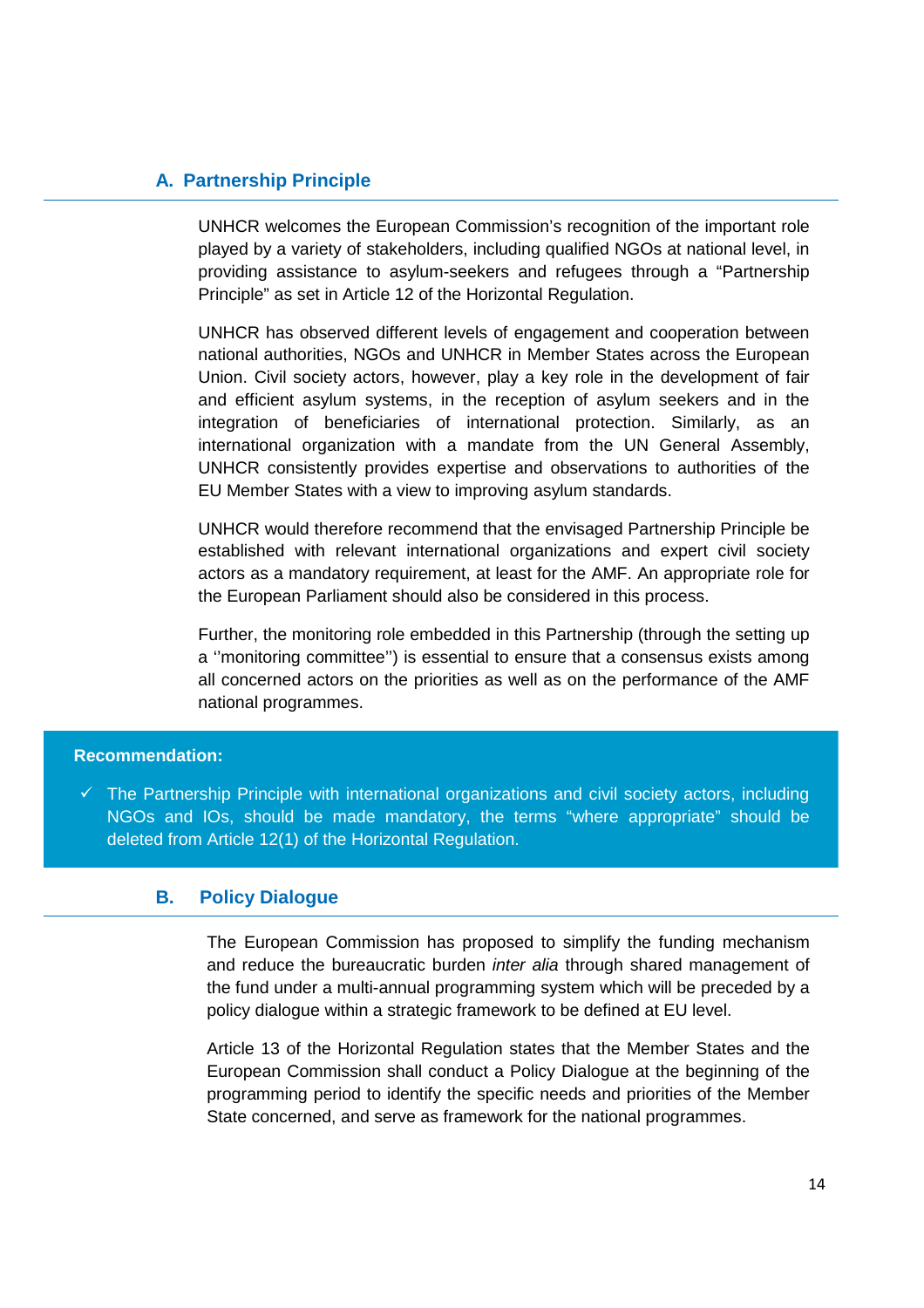## A. Partnership Principle

UNHCR welcomes the European Commission's recognition of the important role played by a variety of stakeholders, including qualified NGOs at national level, in providing assistance to asylum-seekers and refugees through a "Partnership Principle" as set in Article 12 of the Horizontal Regulation.

UNHCR has observed different levels of engagement and cooperation between national authorities, NGOs and UNHCR in Member States across the European Union. Civil society actors, however, play a key role in the development of fair and efficient asylum systems, in the reception of asylum seekers and in the integration of beneficiaries of international protection. Similarly, as an international organization with a mandate from the UN General Assembly, UNHCR consistently provides expertise and observations to authorities of the EU Member States with a view to improving asylum standards.

UNHCR would therefore recommend that the envisaged Partnership Principle be established with relevant international organizations and expert civil society actors as a mandatory requirement, at least for the AMF. An appropriate role for the European Parliament should also be considered in this process.

Further, the monitoring role embedded in this Partnership (through the setting up a ''monitoring committee'') is essential to ensure that a consensus exists among all concerned actors on the priorities as well as on the performance of the AMF national programmes.

**Recommendation:**

- ✓ The Partnership Principle with international organizations and civil society actors, including NGOs and IOs, should be made mandatory, the terms "where appropriate" should be deleted from Article 12(1) of the Horizontal Regulation.

## B. Policy Dialogue

The European Commission has proposed to simplify the funding mechanism and reduce the bureaucratic burden *inter alia* through shared management of the fund under a multi-annual programming system which will be preceded by a policy dialogue within a strategic framework to be defined at EU level.

Article 13 of the Horizontal Regulation states that the Member States and the European Commission shall conduct a Policy Dialogue at the beginning of the programming period to identify the specific needs and priorities of the Member State concerned, and serve as framework for the national programmes.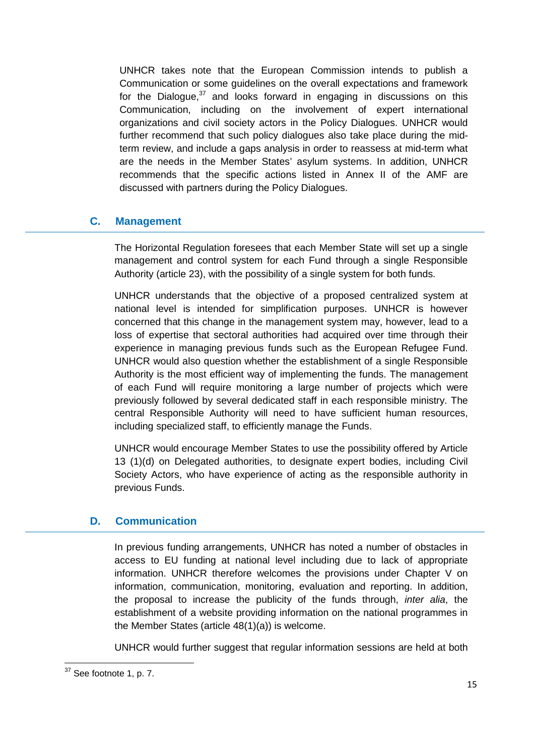UNHCR takes note that the European Commission intends to publish a Communication or some guidelines on the overall expectations and framework for the Dialogue,[37] and looks forward in engaging in discussions on this Communication, including on the involvement of expert international organizations and civil society actors in the Policy Dialogues. UNHCR would further recommend that such policy dialogues also take place during the mid-term review, and include a gaps analysis in order to reassess at mid-term what are the needs in the Member States' asylum systems. In addition, UNHCR recommends that the specific actions listed in Annex II of the AMF are discussed with partners during the Policy Dialogues.

## C. Management

The Horizontal Regulation foresees that each Member State will set up a single management and control system for each Fund through a single Responsible Authority (article 23), with the possibility of a single system for both funds.

UNHCR understands that the objective of a proposed centralized system at national level is intended for simplification purposes. UNHCR is however concerned that this change in the management system may, however, lead to a loss of expertise that sectoral authorities had acquired over time through their experience in managing previous funds such as the European Refugee Fund. UNHCR would also question whether the establishment of a single Responsible Authority is the most efficient way of implementing the funds. The management of each Fund will require monitoring a large number of projects which were previously followed by several dedicated staff in each responsible ministry. The central Responsible Authority will need to have sufficient human resources, including specialized staff, to efficiently manage the Funds.

UNHCR would encourage Member States to use the possibility offered by Article 13 (1)(d) on Delegated authorities, to designate expert bodies, including Civil Society Actors, who have experience of acting as the responsible authority in previous Funds.

## D. Communication

In previous funding arrangements, UNHCR has noted a number of obstacles in access to EU funding at national level including due to lack of appropriate information. UNHCR therefore welcomes the provisions under Chapter V on information, communication, monitoring, evaluation and reporting. In addition, the proposal to increase the publicity of the funds through, *inter alia*, the establishment of a website providing information on the national programmes in the Member States (article 48(1)(a)) is welcome.

UNHCR would further suggest that regular information sessions are held at both

[37] See footnote 1, p. 7.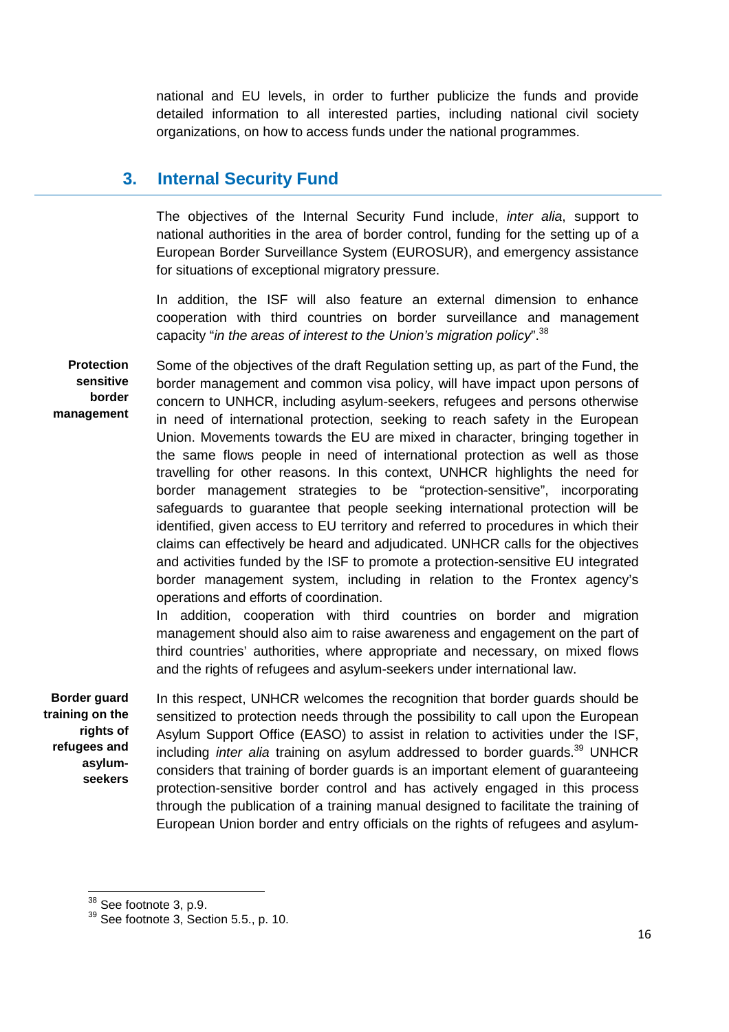national and EU levels, in order to further publicize the funds and provide detailed information to all interested parties, including national civil society organizations, on how to access funds under the national programmes.

## 3. Internal Security Fund

The objectives of the Internal Security Fund include, *inter alia*, support to national authorities in the area of border control, funding for the setting up of a European Border Surveillance System (EUROSUR), and emergency assistance for situations of exceptional migratory pressure.

In addition, the ISF will also feature an external dimension to enhance cooperation with third countries on border surveillance and management capacity "*in the areas of interest to the Union's migration policy*".[38]

**Protection sensitive border management**

Some of the objectives of the draft Regulation setting up, as part of the Fund, the border management and common visa policy, will have impact upon persons of concern to UNHCR, including asylum-seekers, refugees and persons otherwise in need of international protection, seeking to reach safety in the European Union. Movements towards the EU are mixed in character, bringing together in the same flows people in need of international protection as well as those travelling for other reasons. In this context, UNHCR highlights the need for border management strategies to be "protection-sensitive", incorporating safeguards to guarantee that people seeking international protection will be identified, given access to EU territory and referred to procedures in which their claims can effectively be heard and adjudicated. UNHCR calls for the objectives and activities funded by the ISF to promote a protection-sensitive EU integrated border management system, including in relation to the Frontex agency's operations and efforts of coordination.

In addition, cooperation with third countries on border and migration management should also aim to raise awareness and engagement on the part of third countries' authorities, where appropriate and necessary, on mixed flows and the rights of refugees and asylum-seekers under international law.

**Border guard training on the rights of refugees and asylum-seekers**

In this respect, UNHCR welcomes the recognition that border guards should be sensitized to protection needs through the possibility to call upon the European Asylum Support Office (EASO) to assist in relation to activities under the ISF, including *inter alia* training on asylum addressed to border guards.[39] UNHCR considers that training of border guards is an important element of guaranteeing protection-sensitive border control and has actively engaged in this process through the publication of a training manual designed to facilitate the training of European Union border and entry officials on the rights of refugees and asylum-

[38] See footnote 3, p.9.
[39] See footnote 3, Section 5.5., p. 10.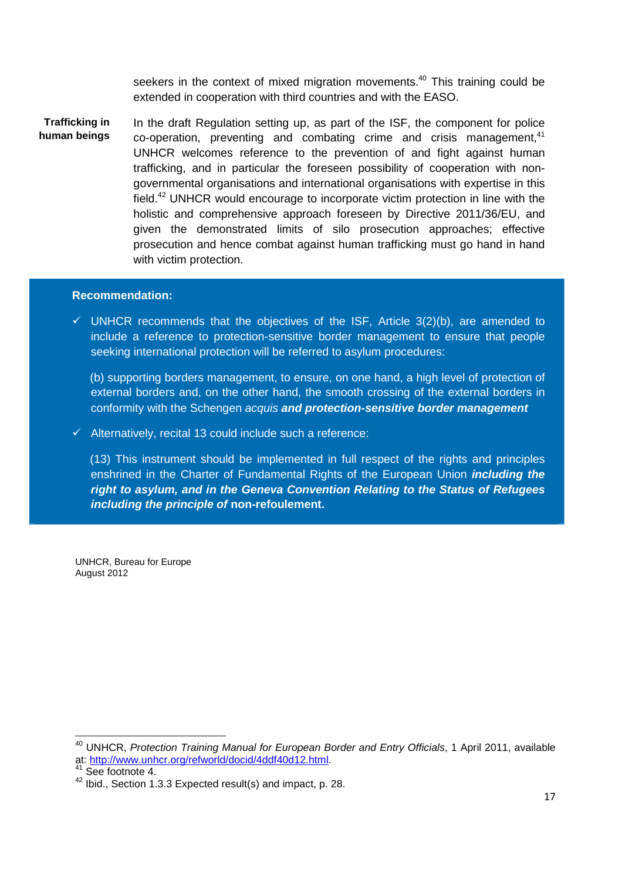seekers in the context of mixed migration movements.[40] This training could be extended in cooperation with third countries and with the EASO.

**Trafficking in human beings**

In the draft Regulation setting up, as part of the ISF, the component for police co-operation, preventing and combating crime and crisis management,[41] UNHCR welcomes reference to the prevention of and fight against human trafficking, and in particular the foreseen possibility of cooperation with non-governmental organisations and international organisations with expertise in this field.[42] UNHCR would encourage to incorporate victim protection in line with the holistic and comprehensive approach foreseen by Directive 2011/36/EU, and given the demonstrated limits of silo prosecution approaches; effective prosecution and hence combat against human trafficking must go hand in hand with victim protection.

**Recommendation:**

- ✓ UNHCR recommends that the objectives of the ISF, Article 3(2)(b), are amended to include a reference to protection-sensitive border management to ensure that people seeking international protection will be referred to asylum procedures:

  (b) supporting borders management, to ensure, on one hand, a high level of protection of external borders and, on the other hand, the smooth crossing of the external borders in conformity with the Schengen *acquis* ***and protection-sensitive border management***

- ✓ Alternatively, recital 13 could include such a reference:

  (13) This instrument should be implemented in full respect of the rights and principles enshrined in the Charter of Fundamental Rights of the European Union ***including the right to asylum, and in the Geneva Convention Relating to the Status of Refugees including the principle of*** **non-refoulement.**

UNHCR, Bureau for Europe
August 2012

---

[40] UNHCR, *Protection Training Manual for European Border and Entry Officials*, 1 April 2011, available at: http://www.unhcr.org/refworld/docid/4ddf40d12.html.

[41] See footnote 4.

[42] Ibid., Section 1.3.3 Expected result(s) and impact, p. 28.